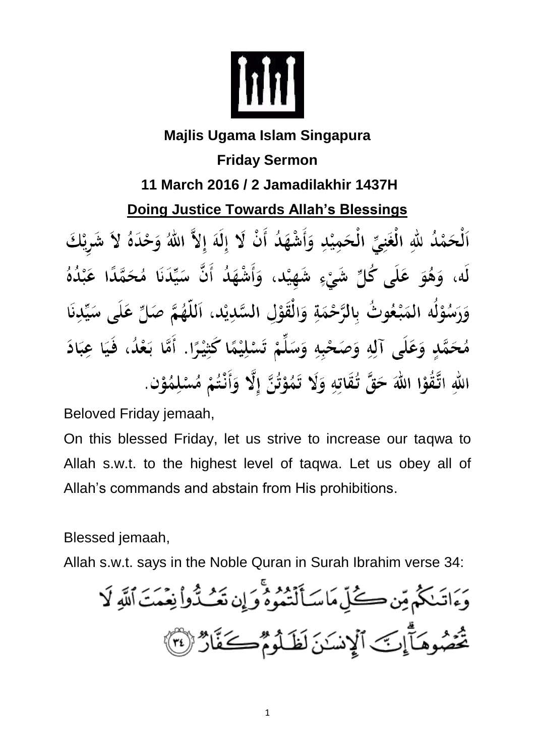**Majlis Ugama Islam Singapura**

**Friday Sermon**

**11 March 2016 / 2 Jamadilakhir 1437H**

## Doing Justice Towards Allah's Blessings

اَلْحَمْدُ للهِ الْغَنِيِّ الْحَمِيْدِ وَأَشْهَدُ أَنْ لَا إِلَهَ إِلاَّ اللهُ وَحْدَهُ لاَ شَرِيْكَ لَه، وَهُوَ عَلَى كُلِّ شَيْءٍ شَهِيْد، وَأَشْهَدُ أَنَّ سَيِّدَنَا مُحَمَّدًا عَبْدُهُ وَرَسُوْلُه المَبْعُوثُ بِالرَّحْمَةِ وَالْقَوْلِ السَّدِيْد، اَللّهُمَّ صَلِّ عَلَى سَيِّدِنَا مُحَمَّدٍ وَعَلَى آلِهِ وَصَحْبِهِ وَسَلِّمْ تَسْلِيْمًا كَثِيْرًا. أَمَّا بَعْدُ، فَيَا عِبَادَ اللهِ اتَّقُوْا اللهَ حَقَّ تُقَاتِهِ وَلَا تَمُوْتُنَّ إِلَّا وَأَنْتُمْ مُسْلِمُوْن.

Beloved Friday jemaah,

On this blessed Friday, let us strive to increase our taqwa to Allah s.w.t. to the highest level of taqwa. Let us obey all of Allah's commands and abstain from His prohibitions.

Blessed jemaah,

Allah s.w.t. says in the Noble Quran in Surah Ibrahim verse 34:

وَءَاتَىٰكُم مِّن كُلِّ مَا سَأَلْتُمُوهُ ۚ وَإِن تَعُدُّوا۟ نِعْمَتَ ٱللَّهِ لَا تُحْصُوهَآ ۗ إِنَّ ٱلْإِنسَٰنَ لَظَلُومٌ كَفَّارٌ ﴿٣٤﴾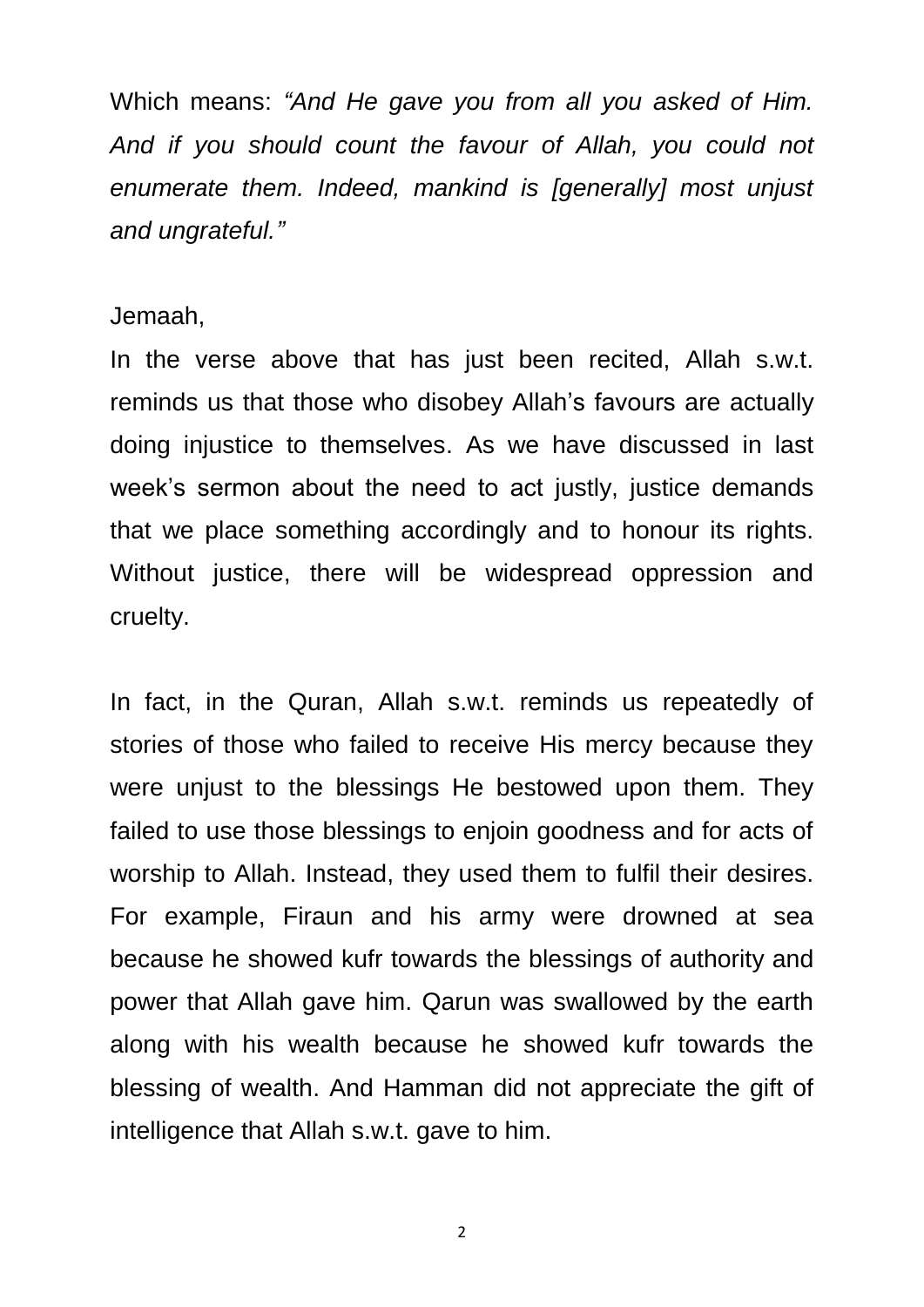Which means: *"And He gave you from all you asked of Him. And if you should count the favour of Allah, you could not enumerate them. Indeed, mankind is [generally] most unjust and ungrateful."*

Jemaah,

In the verse above that has just been recited, Allah s.w.t. reminds us that those who disobey Allah's favours are actually doing injustice to themselves. As we have discussed in last week's sermon about the need to act justly, justice demands that we place something accordingly and to honour its rights. Without justice, there will be widespread oppression and cruelty.

In fact, in the Quran, Allah s.w.t. reminds us repeatedly of stories of those who failed to receive His mercy because they were unjust to the blessings He bestowed upon them. They failed to use those blessings to enjoin goodness and for acts of worship to Allah. Instead, they used them to fulfil their desires. For example, Firaun and his army were drowned at sea because he showed kufr towards the blessings of authority and power that Allah gave him. Qarun was swallowed by the earth along with his wealth because he showed kufr towards the blessing of wealth. And Hamman did not appreciate the gift of intelligence that Allah s.w.t. gave to him.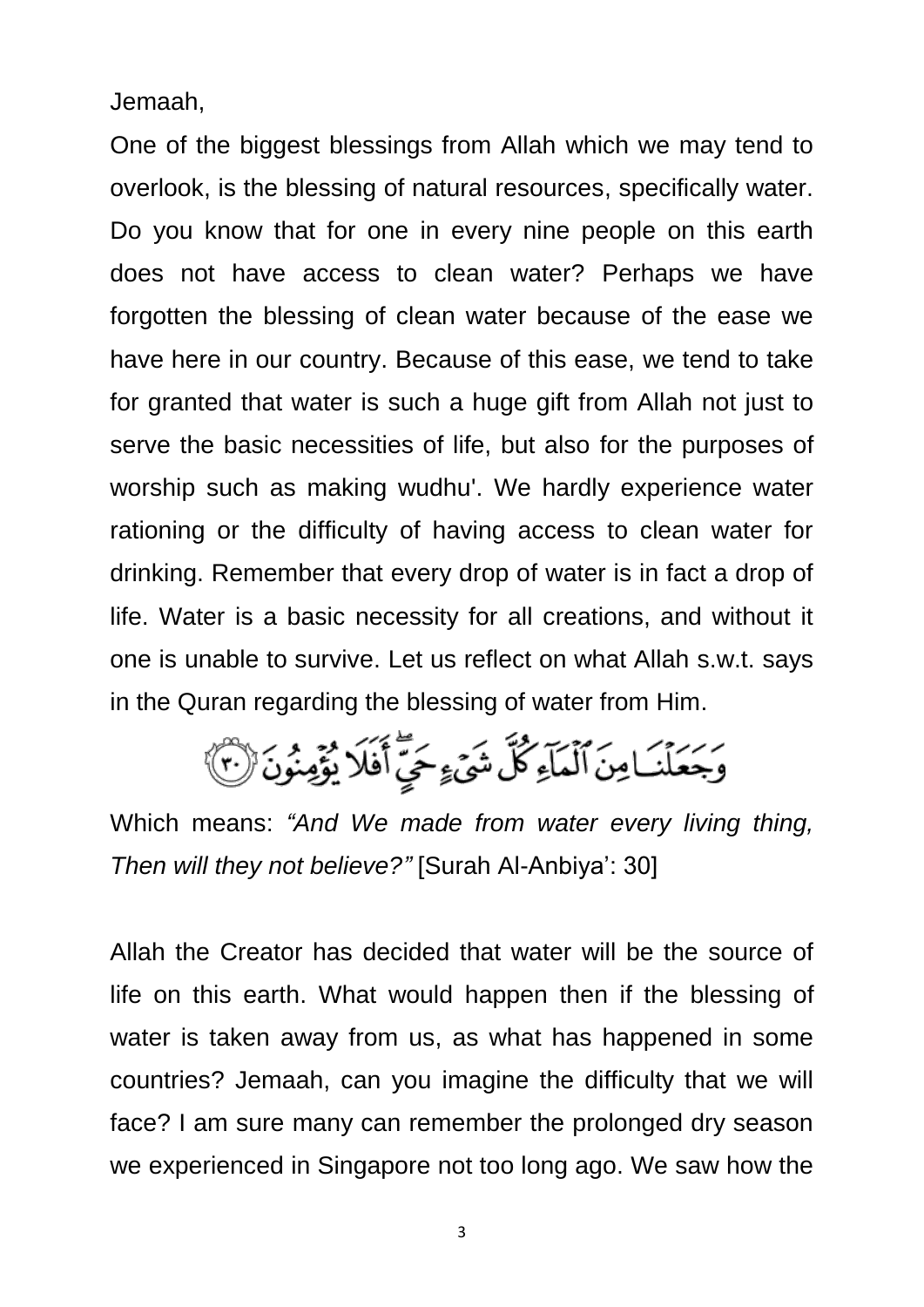Jemaah,

One of the biggest blessings from Allah which we may tend to overlook, is the blessing of natural resources, specifically water. Do you know that for one in every nine people on this earth does not have access to clean water? Perhaps we have forgotten the blessing of clean water because of the ease we have here in our country. Because of this ease, we tend to take for granted that water is such a huge gift from Allah not just to serve the basic necessities of life, but also for the purposes of worship such as making wudhu'. We hardly experience water rationing or the difficulty of having access to clean water for drinking. Remember that every drop of water is in fact a drop of life. Water is a basic necessity for all creations, and without it one is unable to survive. Let us reflect on what Allah s.w.t. says in the Quran regarding the blessing of water from Him.

وَجَعَلْنَا مِنَ ٱلْمَآءِ كُلَّ شَىْءٍ حَىٍّ ۖ أَفَلَا يُؤْمِنُونَ ﴿٣٠﴾

Which means: *"And We made from water every living thing, Then will they not believe?"* [Surah Al-Anbiya': 30]

Allah the Creator has decided that water will be the source of life on this earth. What would happen then if the blessing of water is taken away from us, as what has happened in some countries? Jemaah, can you imagine the difficulty that we will face? I am sure many can remember the prolonged dry season we experienced in Singapore not too long ago. We saw how the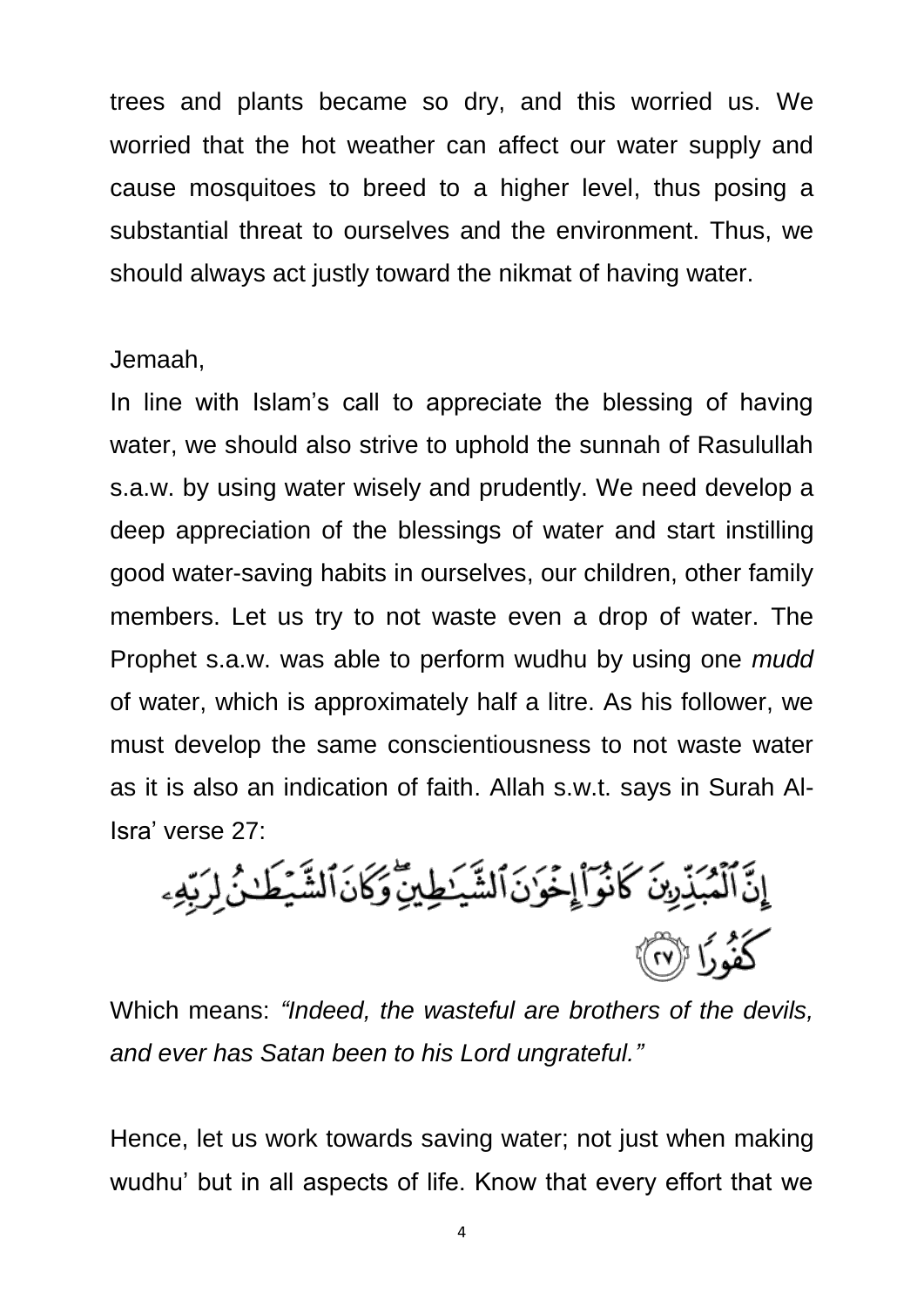trees and plants became so dry, and this worried us. We worried that the hot weather can affect our water supply and cause mosquitoes to breed to a higher level, thus posing a substantial threat to ourselves and the environment. Thus, we should always act justly toward the nikmat of having water.

Jemaah,

In line with Islam's call to appreciate the blessing of having water, we should also strive to uphold the sunnah of Rasulullah s.a.w. by using water wisely and prudently. We need develop a deep appreciation of the blessings of water and start instilling good water-saving habits in ourselves, our children, other family members. Let us try to not waste even a drop of water. The Prophet s.a.w. was able to perform wudhu by using one *mudd* of water, which is approximately half a litre. As his follower, we must develop the same conscientiousness to not waste water as it is also an indication of faith. Allah s.w.t. says in Surah Al-Isra' verse 27:

إِنَّ ٱلْمُبَذِّرِينَ كَانُوٓا۟ إِخْوَٰنَ ٱلشَّيَٰطِينِ ۖ وَكَانَ ٱلشَّيْطَٰنُ لِرَبِّهِۦ كَفُورًا ﴿٢٧﴾

Which means: *"Indeed, the wasteful are brothers of the devils, and ever has Satan been to his Lord ungrateful."*

Hence, let us work towards saving water; not just when making wudhu' but in all aspects of life. Know that every effort that we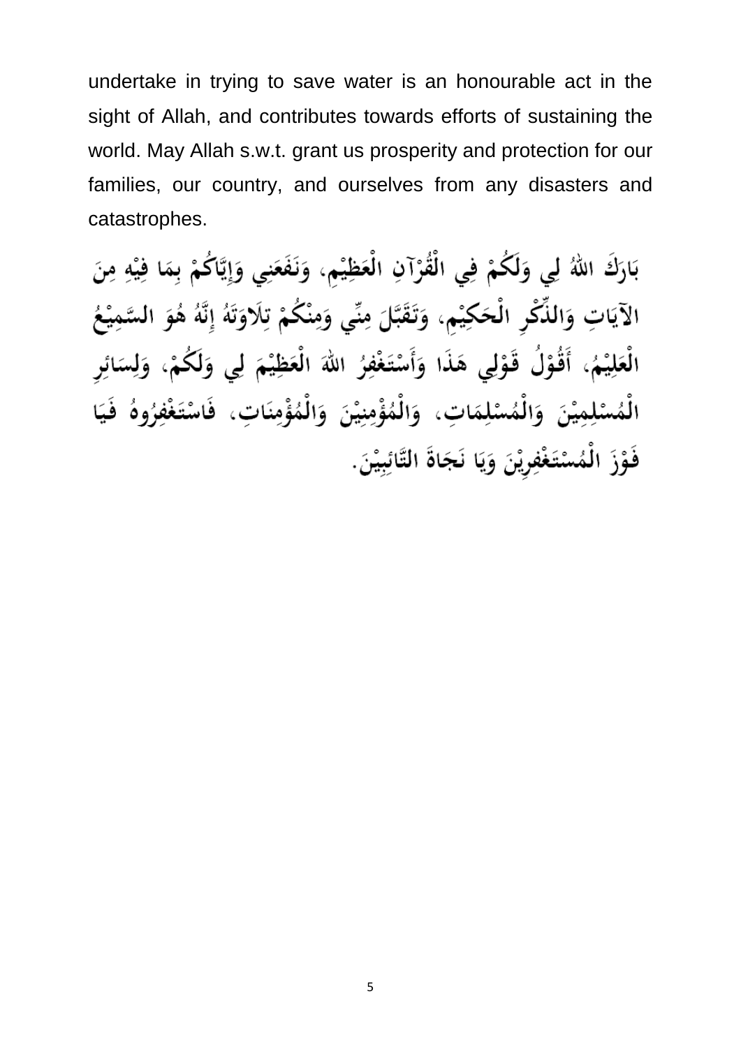undertake in trying to save water is an honourable act in the sight of Allah, and contributes towards efforts of sustaining the world. May Allah s.w.t. grant us prosperity and protection for our families, our country, and ourselves from any disasters and catastrophes.

بَارَكَ اللهُ لِي وَلَكُمْ فِي الْقُرْآنِ الْعَظِيْمِ، وَنَفَعَنِي وَإِيَّاكُمْ بِمَا فِيْهِ مِنَ الآيَاتِ وَالذِّكْرِ الْحَكِيْمِ، وَتَقَبَّلَ مِنِّي وَمِنْكُمْ تِلَاوَتَهُ إِنَّهُ هُوَ السَّمِيْعُ الْعَلِيْمُ، أَقُوْلُ قَوْلِي هَذَا وَأَسْتَغْفِرُ اللهَ الْعَظِيْمَ لِي وَلَكُمْ، وَلِسَائِرِ الْمُسْلِمِيْنَ وَالْمُسْلِمَاتِ، وَالْمُؤْمِنِيْنَ وَالْمُؤْمِنَاتِ، فَاسْتَغْفِرُوهُ فَيَا فَوْزَ الْمُسْتَغْفِرِيْنَ وَيَا نَجَاةَ التَّائِبِيْنَ.